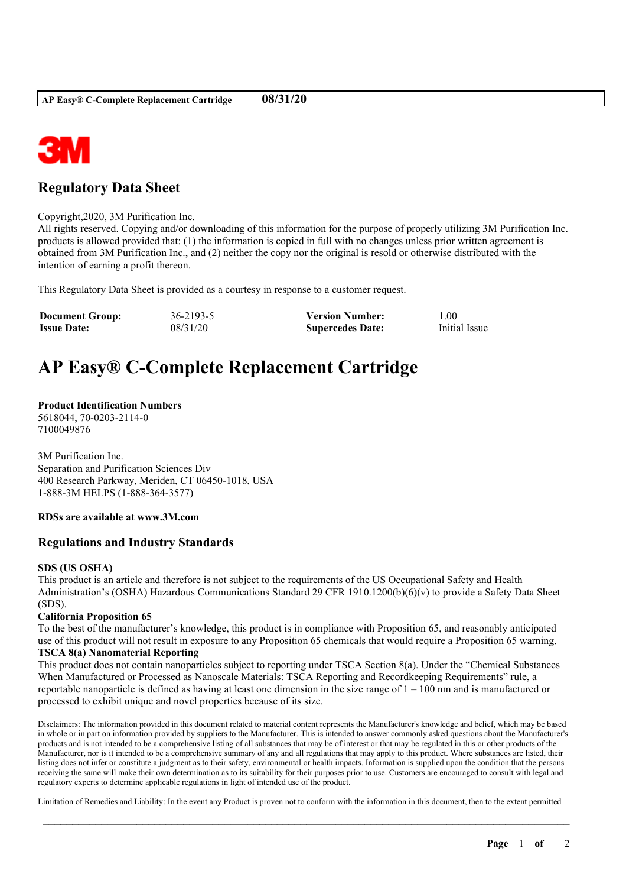# Regulatory Data Sheet

Copyright,2020, 3M Purification Inc.
All rights reserved. Copying and/or downloading of this information for the purpose of properly utilizing 3M Purification Inc. products is allowed provided that: (1) the information is copied in full with no changes unless prior written agreement is obtained from 3M Purification Inc., and (2) neither the copy nor the original is resold or otherwise distributed with the intention of earning a profit thereon.

This Regulatory Data Sheet is provided as a courtesy in response to a customer request.

| | | | |
|---|---|---|---|
| **Document Group:** | 36-2193-5 | **Version Number:** | 1.00 |
| **Issue Date:** | 08/31/20 | **Supercedes Date:** | Initial Issue |

# AP Easy® C-Complete Replacement Cartridge

**Product Identification Numbers**
5618044, 70-0203-2114-0
7100049876

3M Purification Inc.
Separation and Purification Sciences Div
400 Research Parkway, Meriden, CT 06450-1018, USA
1-888-3M HELPS (1-888-364-3577)

**RDSs are available at www.3M.com**

## Regulations and Industry Standards

**SDS (US OSHA)**
This product is an article and therefore is not subject to the requirements of the US Occupational Safety and Health Administration's (OSHA) Hazardous Communications Standard 29 CFR 1910.1200(b)(6)(v) to provide a Safety Data Sheet (SDS).

**California Proposition 65**
To the best of the manufacturer's knowledge, this product is in compliance with Proposition 65, and reasonably anticipated use of this product will not result in exposure to any Proposition 65 chemicals that would require a Proposition 65 warning.

**TSCA 8(a) Nanomaterial Reporting**
This product does not contain nanoparticles subject to reporting under TSCA Section 8(a). Under the "Chemical Substances When Manufactured or Processed as Nanoscale Materials: TSCA Reporting and Recordkeeping Requirements" rule, a reportable nanoparticle is defined as having at least one dimension in the size range of 1 – 100 nm and is manufactured or processed to exhibit unique and novel properties because of its size.

Disclaimers: The information provided in this document related to material content represents the Manufacturer's knowledge and belief, which may be based in whole or in part on information provided by suppliers to the Manufacturer. This is intended to answer commonly asked questions about the Manufacturer's products and is not intended to be a comprehensive listing of all substances that may be of interest or that may be regulated in this or other products of the Manufacturer, nor is it intended to be a comprehensive summary of any and all regulations that may apply to this product. Where substances are listed, their listing does not infer or constitute a judgment as to their safety, environmental or health impacts. Information is supplied upon the condition that the persons receiving the same will make their own determination as to its suitability for their purposes prior to use. Customers are encouraged to consult with legal and regulatory experts to determine applicable regulations in light of intended use of the product.

Limitation of Remedies and Liability: In the event any Product is proven not to conform with the information in this document, then to the extent permitted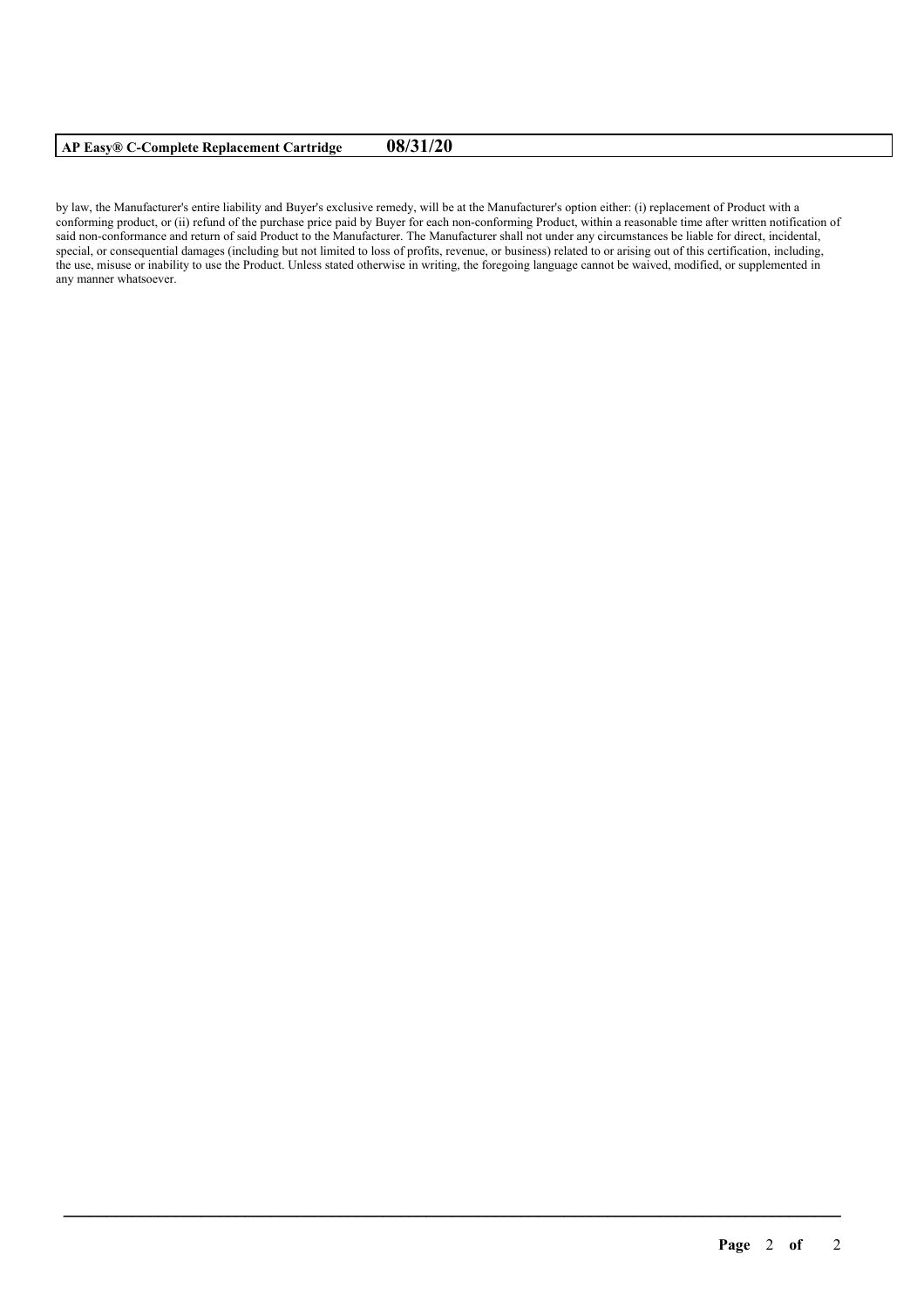by law, the Manufacturer's entire liability and Buyer's exclusive remedy, will be at the Manufacturer's option either: (i) replacement of Product with a conforming product, or (ii) refund of the purchase price paid by Buyer for each non-conforming Product, within a reasonable time after written notification of said non-conformance and return of said Product to the Manufacturer. The Manufacturer shall not under any circumstances be liable for direct, incidental, special, or consequential damages (including but not limited to loss of profits, revenue, or business) related to or arising out of this certification, including, the use, misuse or inability to use the Product. Unless stated otherwise in writing, the foregoing language cannot be waived, modified, or supplemented in any manner whatsoever.